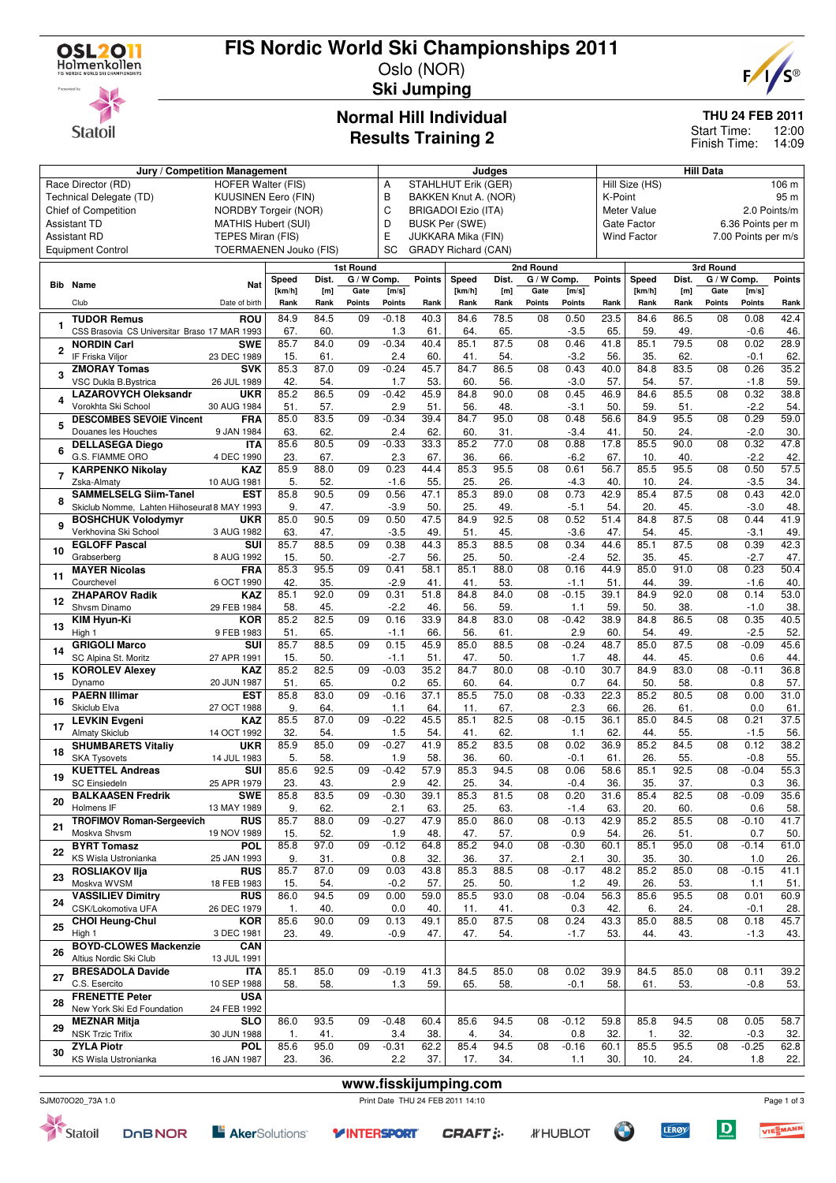# FIS Nordic World Ski Championships 2011

Oslo (NOR)

**Ski Jumping**

## Normal Hill Individual
## Results Training 2

**THU 24 FEB 2011**
Start Time: 12:00
Finish Time: 14:09

| Jury / Competition Management | | Judges | | Hill Data | |
|---|---|---|---|---|---|
| Race Director (RD) | HOFER Walter (FIS) | A | STAHLHUT Erik (GER) | Hill Size (HS) | 106 m |
| Technical Delegate (TD) | KUUSINEN Eero (FIN) | B | BAKKEN Knut A. (NOR) | K-Point | 95 m |
| Chief of Competition | NORDBY Torgeir (NOR) | C | BRIGADOI Ezio (ITA) | Meter Value | 2.0 Points/m |
| Assistant TD | MATHIS Hubert (SUI) | D | BUSK Per (SWE) | Gate Factor | 6.36 Points per m |
| Assistant RD | TEPES Miran (FIS) | E | JUKKARA Mika (FIN) | Wind Factor | 7.00 Points per m/s |
| Equipment Control | TOERMAENEN Jouko (FIS) | SC | GRADY Richard (CAN) | | |

| Bib | Name / Club | Nat / Date of birth | 1st Round Speed [km/h] / Rank | Dist. [m] / Rank | Gate / Points | G/W Comp. [m/s] / Points | Points / Rank | 2nd Round Speed [km/h] / Rank | Dist. [m] / Rank | Gate / Points | G/W Comp. [m/s] / Points | Points / Rank | 3rd Round Speed [km/h] / Rank | Dist. [m] / Rank | Gate / Points | G/W Comp. [m/s] / Points | Points / Rank |
|---|---|---|---|---|---|---|---|---|---|---|---|---|---|---|---|---|---|
| 1 | TUDOR Remus<br>CSS Brasovia CS Universitar Braso | ROU<br>17 MAR 1993 | 84.9<br>67. | 84.5<br>60. | 09 | -0.18<br>1.3 | 40.3<br>61. | 84.6<br>64. | 78.5<br>65. | 08 | 0.50<br>-3.5 | 23.5<br>65. | 84.6<br>59. | 86.5<br>49. | 08 | 0.08<br>-0.6 | 42.4<br>46. |
| 2 | NORDIN Carl<br>IF Friska Viljor | SWE<br>23 DEC 1989 | 85.7<br>15. | 84.0<br>61. | 09 | -0.34<br>2.4 | 40.4<br>60. | 85.1<br>41. | 87.5<br>54. | 08 | 0.46<br>-3.2 | 41.8<br>56. | 85.1<br>35. | 79.5<br>62. | 08 | 0.02<br>-0.1 | 28.9<br>62. |
| 3 | ZMORAY Tomas<br>VSC Dukla B.Bystrica | SVK<br>26 JUL 1989 | 85.3<br>42. | 87.0<br>54. | 09 | -0.24<br>1.7 | 45.7<br>53. | 84.7<br>60. | 86.5<br>56. | 08 | 0.43<br>-3.0 | 40.0<br>57. | 84.8<br>54. | 83.5<br>57. | 08 | 0.26<br>-1.8 | 35.2<br>59. |
| 4 | LAZAROVYCH Oleksandr<br>Vorokhta Ski School | UKR<br>30 AUG 1984 | 85.2<br>51. | 86.5<br>57. | 09 | -0.42<br>2.9 | 45.9<br>51. | 84.8<br>56. | 90.0<br>48. | 08 | 0.45<br>-3.1 | 46.9<br>50. | 84.6<br>59. | 85.5<br>51. | 08 | 0.32<br>-2.2 | 38.8<br>54. |
| 5 | DESCOMBES SEVOIE Vincent<br>Douanes les Houches | FRA<br>9 JAN 1984 | 85.0<br>63. | 83.5<br>62. | 09 | -0.34<br>2.4 | 39.4<br>62. | 84.7<br>60. | 95.0<br>31. | 08 | 0.48<br>-3.4 | 56.6<br>41. | 84.9<br>50. | 95.5<br>24. | 08 | 0.29<br>-2.0 | 59.0<br>30. |
| 6 | DELLASEGA Diego<br>G.S. FIAMME ORO | ITA<br>4 DEC 1990 | 85.6<br>23. | 80.5<br>67. | 09 | -0.33<br>2.3 | 33.3<br>67. | 85.2<br>36. | 77.0<br>66. | 08 | 0.88<br>-6.2 | 17.8<br>67. | 85.5<br>10. | 90.0<br>40. | 08 | 0.32<br>-2.2 | 47.8<br>42. |
| 7 | KARPENKO Nikolay<br>Zska-Almaty | KAZ<br>10 AUG 1981 | 85.9<br>5. | 88.0<br>52. | 09 | 0.23<br>-1.6 | 44.4<br>55. | 85.3<br>25. | 95.5<br>26. | 08 | 0.61<br>-4.3 | 56.7<br>40. | 85.5<br>10. | 95.5<br>24. | 08 | 0.50<br>-3.5 | 57.5<br>34. |
| 8 | SAMMELSELG Siim-Tanel<br>Skiclub Nomme, Lahten Hiihoseura | EST<br>18 MAY 1993 | 85.8<br>9. | 90.5<br>47. | 09 | 0.56<br>-3.9 | 47.1<br>50. | 85.3<br>25. | 89.0<br>49. | 08 | 0.73<br>-5.1 | 42.9<br>54. | 85.4<br>20. | 87.5<br>45. | 08 | 0.43<br>-3.0 | 42.0<br>48. |
| 9 | BOSHCHUK Volodymyr<br>Verkhovina Ski School | UKR<br>3 AUG 1982 | 85.0<br>63. | 90.5<br>47. | 09 | 0.50<br>-3.5 | 47.5<br>49. | 84.9<br>51. | 92.5<br>45. | 08 | 0.52<br>-3.6 | 51.4<br>47. | 84.8<br>54. | 87.5<br>45. | 08 | 0.44<br>-3.1 | 41.9<br>49. |
| 10 | EGLOFF Pascal<br>Grabserberg | SUI<br>8 AUG 1992 | 85.7<br>15. | 88.5<br>50. | 09 | 0.38<br>-2.7 | 44.3<br>56. | 85.3<br>25. | 88.5<br>50. | 08 | 0.34<br>-2.4 | 44.6<br>52. | 85.1<br>35. | 87.5<br>45. | 08 | 0.39<br>-2.7 | 42.3<br>47. |
| 11 | MAYER Nicolas<br>Courchevel | FRA<br>6 OCT 1990 | 85.3<br>42. | 95.5<br>35. | 09 | 0.41<br>-2.9 | 58.1<br>41. | 85.1<br>41. | 88.0<br>53. | 08 | 0.16<br>-1.1 | 44.9<br>51. | 85.0<br>44. | 91.0<br>39. | 08 | 0.23<br>-1.6 | 50.4<br>40. |
| 12 | ZHAPAROV Radik<br>Shvsm Dinamo | KAZ<br>29 FEB 1984 | 85.1<br>58. | 92.0<br>45. | 09 | 0.31<br>-2.2 | 51.8<br>46. | 84.8<br>56. | 84.0<br>59. | 08 | -0.15<br>1.1 | 39.1<br>59. | 84.9<br>50. | 92.0<br>38. | 08 | 0.14<br>-1.0 | 53.0<br>38. |
| 13 | KIM Hyun-Ki<br>High 1 | KOR<br>9 FEB 1983 | 85.2<br>51. | 82.5<br>65. | 09 | 0.16<br>-1.1 | 33.9<br>66. | 84.8<br>56. | 83.0<br>61. | 08 | -0.42<br>2.9 | 38.9<br>60. | 84.8<br>54. | 86.5<br>49. | 08 | 0.35<br>-2.5 | 40.5<br>52. |
| 14 | GRIGOLI Marco<br>SC Alpina St. Moritz | SUI<br>27 APR 1991 | 85.7<br>15. | 88.5<br>50. | 09 | 0.15<br>-1.1 | 45.9<br>51. | 85.0<br>47. | 88.5<br>50. | 08 | -0.24<br>1.7 | 48.7<br>48. | 85.0<br>44. | 87.5<br>45. | 08 | -0.09<br>0.6 | 45.6<br>44. |
| 15 | KOROLEV Alexey<br>Dynamo | KAZ<br>20 JUN 1987 | 85.2<br>51. | 82.5<br>65. | 09 | -0.03<br>0.2 | 35.2<br>65. | 84.7<br>60. | 80.0<br>64. | 08 | -0.10<br>0.7 | 30.7<br>64. | 84.9<br>50. | 83.0<br>58. | 08 | -0.11<br>0.8 | 36.8<br>57. |
| 16 | PAERN Illimar<br>Skiclub Elva | EST<br>27 OCT 1988 | 85.8<br>9. | 83.0<br>64. | 09 | -0.16<br>1.1 | 37.1<br>64. | 85.5<br>11. | 75.0<br>67. | 08 | -0.33<br>2.3 | 22.3<br>66. | 85.2<br>26. | 80.5<br>61. | 08 | 0.00<br>0.0 | 31.0<br>61. |
| 17 | LEVKIN Evgeni<br>Almaty Skiclub | KAZ<br>14 OCT 1992 | 85.5<br>32. | 87.0<br>54. | 09 | -0.22<br>1.5 | 45.5<br>54. | 85.1<br>41. | 82.5<br>62. | 08 | -0.15<br>1.1 | 36.1<br>62. | 85.0<br>44. | 84.5<br>55. | 08 | 0.21<br>-1.5 | 37.5<br>56. |
| 18 | SHUMBARETS Vitaliy<br>SKA Tysovets | UKR<br>14 JUL 1983 | 85.9<br>5. | 85.0<br>58. | 09 | -0.27<br>1.9 | 41.9<br>58. | 85.2<br>36. | 83.5<br>60. | 08 | 0.02<br>-0.1 | 36.9<br>61. | 85.2<br>26. | 84.5<br>55. | 08 | 0.12<br>-0.8 | 38.2<br>55. |
| 19 | KUETTEL Andreas<br>SC Einsiedeln | SUI<br>25 APR 1979 | 85.6<br>23. | 92.5<br>43. | 09 | -0.42<br>2.9 | 57.9<br>42. | 85.3<br>25. | 94.5<br>34. | 08 | 0.06<br>-0.4 | 58.6<br>36. | 85.1<br>35. | 92.5<br>37. | 08 | -0.04<br>0.3 | 55.3<br>36. |
| 20 | BALKAASEN Fredrik<br>Holmens IF | SWE<br>13 MAY 1989 | 85.8<br>9. | 83.5<br>62. | 09 | -0.30<br>2.1 | 39.1<br>63. | 85.3<br>25. | 81.5<br>63. | 08 | 0.20<br>-1.4 | 31.6<br>63. | 85.4<br>20. | 82.5<br>60. | 08 | -0.09<br>0.6 | 35.6<br>58. |
| 21 | TROFIMOV Roman-Sergeevich<br>Moskva Shvsm | RUS<br>19 NOV 1989 | 85.7<br>15. | 88.0<br>52. | 09 | -0.27<br>1.9 | 47.9<br>48. | 85.0<br>47. | 86.0<br>57. | 08 | -0.13<br>0.9 | 42.9<br>54. | 85.2<br>26. | 85.5<br>51. | 08 | -0.10<br>0.7 | 41.7<br>50. |
| 22 | BYRT Tomasz<br>KS Wisla Ustronianka | POL<br>25 JAN 1993 | 85.8<br>9. | 97.0<br>31. | 09 | -0.12<br>0.8 | 64.8<br>32. | 85.2<br>36. | 94.0<br>37. | 08 | -0.30<br>2.1 | 60.1<br>30. | 85.1<br>35. | 95.0<br>30. | 08 | -0.14<br>1.0 | 61.0<br>26. |
| 23 | ROSLIAKOV Ilja<br>Moskva WVSM | RUS<br>18 FEB 1983 | 85.7<br>15. | 87.0<br>54. | 09 | 0.03<br>-0.2 | 43.8<br>57. | 85.3<br>25. | 88.5<br>50. | 08 | -0.17<br>1.2 | 48.2<br>49. | 85.2<br>26. | 85.0<br>53. | 08 | -0.15<br>1.1 | 41.1<br>51. |
| 24 | VASSILIEV Dimitry<br>CSK/Lokomotiva UFA | RUS<br>26 DEC 1979 | 86.0<br>1. | 94.5<br>40. | 09 | 0.00<br>0.0 | 59.0<br>40. | 85.5<br>11. | 93.0<br>41. | 08 | -0.04<br>0.3 | 56.3<br>42. | 85.6<br>6. | 95.5<br>24. | 08 | 0.01<br>-0.1 | 60.9<br>28. |
| 25 | CHOI Heung-Chul<br>High 1 | KOR<br>3 DEC 1981 | 85.6<br>23. | 90.0<br>49. | 09 | 0.13<br>-0.9 | 49.1<br>47. | 85.0<br>47. | 87.5<br>54. | 08 | 0.24<br>-1.7 | 43.3<br>53. | 85.0<br>44. | 88.5<br>43. | 08 | 0.18<br>-1.3 | 45.7<br>43. |
| 26 | BOYD-CLOWES Mackenzie<br>Altius Nordic Ski Club | CAN<br>13 JUL 1991 | | | | | | | | | | | | | | | |
| 27 | BRESADOLA Davide<br>C.S. Esercito | ITA<br>10 SEP 1988 | 85.1<br>58. | 85.0<br>58. | 09 | -0.19<br>1.3 | 41.3<br>59. | 84.5<br>65. | 85.0<br>58. | 08 | 0.02<br>-0.1 | 39.9<br>58. | 84.5<br>61. | 85.0<br>53. | 08 | 0.11<br>-0.8 | 39.2<br>53. |
| 28 | FRENETTE Peter<br>New York Ski Ed Foundation | USA<br>24 FEB 1992 | | | | | | | | | | | | | | | |
| 29 | MEZNAR Mitja<br>NSK Trzic Trifix | SLO<br>30 JUN 1988 | 86.0<br>1. | 93.5<br>41. | 09 | -0.48<br>3.4 | 60.4<br>38. | 85.6<br>4. | 94.5<br>34. | 08 | -0.12<br>0.8 | 59.8<br>32. | 85.8<br>1. | 94.5<br>32. | 08 | 0.05<br>-0.3 | 58.7<br>32. |
| 30 | ZYLA Piotr<br>KS Wisla Ustronianka | POL<br>16 JAN 1987 | 85.6<br>23. | 95.0<br>36. | 09 | -0.31<br>2.2 | 62.2<br>37. | 85.4<br>17. | 94.5<br>34. | 08 | -0.16<br>1.1 | 60.1<br>30. | 85.5<br>10. | 95.5<br>24. | 08 | -0.25<br>1.8 | 62.8<br>22. |

www.fisskijumping.com

SJM070O20_73A 1.0 Print Date THU 24 FEB 2011 14:10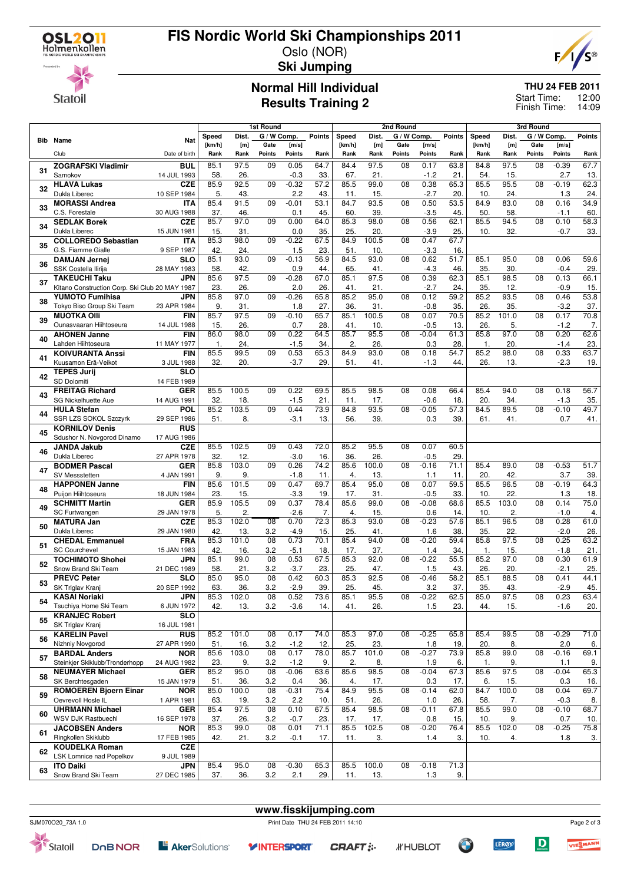# FIS Nordic World Ski Championships 2011

Oslo (NOR)

**Ski Jumping**

## Normal Hill Individual
## Results Training 2

**THU 24 FEB 2011**
Start Time: 12:00
Finish Time: 14:09

| Bib | Name / Club | Nat / Date of birth | 1st Round Speed [km/h] / Rank | Dist. [m] / Rank | Gate / Points | [m/s] / Points | Points / Rank | 2nd Round Speed [km/h] / Rank | Dist. [m] / Rank | Gate / Points | [m/s] / Points | Points / Rank | 3rd Round Speed [km/h] / Rank | Dist. [m] / Rank | Gate / Points | [m/s] / Points | Points / Rank |
|---|---|---|---|---|---|---|---|---|---|---|---|---|---|---|---|---|---|
| 31 | **ZOGRAFSKI Vladimir** / Samokov | BUL / 14 JUL 1993 | 85.1 / 58. | 97.5 / 26. | 09 | 0.05 / -0.3 | 64.7 / 33. | 84.4 / 67. | 97.5 / 21. | 08 | 0.17 / -1.2 | 63.8 / 21. | 84.8 / 54. | 97.5 / 15. | 08 | -0.39 / 2.7 | 67.7 / 13. |
| 32 | **HLAVA Lukas** / Dukla Liberec | CZE / 10 SEP 1984 | 85.9 / 5. | 92.5 / 43. | 09 | -0.32 / 2.2 | 57.2 / 43. | 85.5 / 11. | 99.0 / 15. | 08 | 0.38 / -2.7 | 65.3 / 20. | 85.5 / 10. | 95.5 / 24. | 08 | -0.19 / 1.3 | 62.3 / 24. |
| 33 | **MORASSI Andrea** / C.S. Forestale | ITA / 30 AUG 1988 | 85.4 / 37. | 91.5 / 46. | 09 | -0.01 / 0.1 | 53.1 / 45. | 84.7 / 60. | 93.5 / 39. | 08 | 0.50 / -3.5 | 53.5 / 45. | 84.9 / 50. | 83.0 / 58. | 08 | 0.16 / -1.1 | 34.9 / 60. |
| 34 | **SEDLAK Borek** / Dukla Liberec | CZE / 15 JUN 1981 | 85.7 / 15. | 97.0 / 31. | 09 | 0.00 / 0.0 | 64.0 / 35. | 85.3 / 25. | 98.0 / 20. | 08 | 0.56 / -3.9 | 62.1 / 25. | 85.5 / 10. | 94.5 / 32. | 08 | 0.10 / -0.7 | 58.3 / 33. |
| 35 | **COLLOREDO Sebastian** / G.S. Fiamme Gialle | ITA / 9 SEP 1987 | 85.3 / 42. | 98.0 / 24. | 09 | -0.22 / 1.5 | 67.5 / 23. | 84.9 / 51. | 100.5 / 10. | 08 | 0.47 / -3.3 | 67.7 / 16. | | | | | |
| 36 | **DAMJAN Jernej** / SSK Costella Ilirija | SLO / 28 MAY 1983 | 85.1 / 58. | 93.0 / 42. | 09 | -0.13 / 0.9 | 56.9 / 44. | 84.5 / 65. | 93.0 / 41. | 08 | 0.62 / -4.3 | 51.7 / 46. | 85.1 / 35. | 95.0 / 30. | 08 | 0.06 / -0.4 | 59.6 / 29. |
| 37 | **TAKEUCHI Taku** / Kitano Construction Corp. Ski Club | JPN / 20 MAY 1987 | 85.6 / 23. | 97.5 / 26. | 09 | -0.28 / 2.0 | 67.0 / 26. | 85.1 / 41. | 97.5 / 21. | 08 | 0.39 / -2.7 | 62.3 / 24. | 85.1 / 35. | 98.5 / 12. | 08 | 0.13 / -0.9 | 66.1 / 15. |
| 38 | **YUMOTO Fumihisa** / Tokyo Biso Group Ski Team | JPN / 23 APR 1984 | 85.8 / 9. | 97.0 / 31. | 09 | -0.26 / 1.8 | 65.8 / 27. | 85.2 / 36. | 95.0 / 31. | 08 | 0.12 / -0.8 | 59.2 / 35. | 85.2 / 26. | 93.5 / 35. | 08 | 0.46 / -3.2 | 53.8 / 37. |
| 39 | **MUOTKA Olli** / Ounasvaaran Hiihtoseura | FIN / 14 JUL 1988 | 85.7 / 15. | 97.5 / 26. | 09 | -0.10 / 0.7 | 65.7 / 28. | 85.1 / 41. | 100.5 / 10. | 08 | 0.07 / -0.5 | 70.5 / 13. | 85.2 / 26. | 101.0 / 5. | 08 | 0.17 / -1.2 | 70.8 / 7. |
| 40 | **AHONEN Janne** / Lahden Hiihtoseura | FIN / 11 MAY 1977 | 86.0 / 1. | 98.0 / 24. | 09 | 0.22 / -1.5 | 64.5 / 34. | 85.7 / 2. | 95.5 / 26. | 08 | -0.04 / 0.3 | 61.3 / 28. | 85.8 / 1. | 97.0 / 20. | 08 | 0.20 / -1.4 | 62.6 / 23. |
| 41 | **KOIVURANTA Anssi** / Kuusamon Erä-Veikot | FIN / 3 JUL 1988 | 85.5 / 32. | 99.5 / 20. | 09 | 0.53 / -3.7 | 65.3 / 29. | 84.9 / 51. | 93.0 / 41. | 08 | 0.18 / -1.3 | 54.7 / 44. | 85.2 / 26. | 98.0 / 13. | 08 | 0.33 / -2.3 | 63.7 / 19. |
| 42 | **TEPES Jurij** / SD Dolomiti | SLO / 14 FEB 1989 | | | | | | | | | | | | | | | |
| 43 | **FREITAG Richard** / SG Nickelhuette Aue | GER / 14 AUG 1991 | 85.5 / 32. | 100.5 / 18. | 09 | 0.22 / -1.5 | 69.5 / 21. | 85.5 / 11. | 98.5 / 17. | 08 | 0.08 / -0.6 | 66.4 / 18. | 85.4 / 20. | 94.0 / 34. | 08 | 0.18 / -1.3 | 56.7 / 35. |
| 44 | **HULA Stefan** / SSR LZS SOKOL Szczyrk | POL / 29 SEP 1986 | 85.2 / 51. | 103.5 / 8. | 09 | 0.44 / -3.1 | 73.9 / 13. | 84.8 / 56. | 93.5 / 39. | 08 | -0.05 / 0.3 | 57.3 / 39. | 84.5 / 61. | 89.5 / 41. | 08 | -0.10 / 0.7 | 49.7 / 41. |
| 45 | **KORNILOV Denis** / Sdushor N. Novgorod Dinamo | RUS / 17 AUG 1986 | | | | | | | | | | | | | | | |
| 46 | **JANDA Jakub** / Dukla Liberec | CZE / 27 APR 1978 | 85.5 / 32. | 102.5 / 12. | 09 | 0.43 / -3.0 | 72.0 / 16. | 85.2 / 36. | 95.5 / 26. | 08 | 0.07 / -0.5 | 60.5 / 29. | | | | | |
| 47 | **BODMER Pascal** / SV Messstetten | GER / 4 JAN 1991 | 85.8 / 9. | 103.0 / 9. | 09 | 0.26 / -1.8 | 74.2 / 11. | 85.6 / 4. | 100.0 / 13. | 08 | -0.16 / 1.1 | 71.1 / 11. | 85.4 / 20. | 89.0 / 42. | 08 | -0.53 / 3.7 | 51.7 / 39. |
| 48 | **HAPPONEN Janne** / Puijon Hiihtoseura | FIN / 18 JUN 1984 | 85.6 / 23. | 101.5 / 15. | 09 | 0.47 / -3.3 | 69.7 / 19. | 85.4 / 17. | 95.0 / 31. | 08 | 0.07 / -0.5 | 59.5 / 33. | 85.5 / 10. | 96.5 / 22. | 08 | -0.19 / 1.3 | 64.3 / 18. |
| 49 | **SCHMITT Martin** / SC Furtwangen | GER / 29 JAN 1978 | 85.9 / 5. | 105.5 / 2. | 09 | 0.37 / -2.6 | 78.4 / 7. | 85.6 / 4. | 99.0 / 15. | 08 | -0.08 / 0.6 | 68.6 / 14. | 85.5 / 10. | 103.0 / 2. | 08 | 0.14 / -1.0 | 75.0 / 4. |
| 50 | **MATURA Jan** / Dukla Liberec | CZE / 29 JAN 1980 | 85.3 / 42. | 102.0 / 13. | 08 / 3.2 | 0.70 / -4.9 | 72.3 / 15. | 85.3 / 25. | 93.0 / 41. | 08 | -0.23 / 1.6 | 57.6 / 38. | 85.1 / 35. | 96.5 / 22. | 08 | 0.28 / -2.0 | 61.0 / 26. |
| 51 | **CHEDAL Emmanuel** / SC Courchevel | FRA / 15 JAN 1983 | 85.3 / 42. | 101.0 / 16. | 08 / 3.2 | 0.73 / -5.1 | 70.1 / 18. | 85.4 / 17. | 94.0 / 37. | 08 | -0.20 / 1.4 | 59.4 / 34. | 85.8 / 1. | 97.5 / 15. | 08 | 0.25 / -1.8 | 63.2 / 21. |
| 52 | **TOCHIMOTO Shohei** / Snow Brand Ski Team | JPN / 21 DEC 1989 | 85.1 / 58. | 99.0 / 21. | 08 / 3.2 | 0.53 / -3.7 | 67.5 / 23. | 85.3 / 25. | 92.0 / 47. | 08 | -0.22 / 1.5 | 55.5 / 43. | 85.2 / 26. | 97.0 / 20. | 08 | 0.30 / -2.1 | 61.9 / 25. |
| 53 | **PREVC Peter** / SK Triglav Kranj | SLO / 20 SEP 1992 | 85.0 / 63. | 95.0 / 36. | 08 / 3.2 | 0.42 / -2.9 | 60.3 / 39. | 85.3 / 25. | 92.5 / 45. | 08 | -0.46 / 3.2 | 58.2 / 37. | 85.1 / 35. | 88.5 / 43. | 08 | 0.41 / -2.9 | 44.1 / 45. |
| 54 | **KASAI Noriaki** / Tsuchiya Home Ski Team | JPN / 6 JUN 1972 | 85.3 / 42. | 102.0 / 13. | 08 / 3.2 | 0.52 / -3.6 | 73.6 / 14. | 85.1 / 41. | 95.5 / 26. | 08 | -0.22 / 1.5 | 62.5 / 23. | 85.0 / 44. | 97.5 / 15. | 08 | 0.23 / -1.6 | 63.4 / 20. |
| 55 | **KRANJEC Robert** / SK Triglav Kranj | SLO / 16 JUL 1981 | | | | | | | | | | | | | | | |
| 56 | **KARELIN Pavel** / Nizhny Novgorod | RUS / 27 APR 1990 | 85.2 / 51. | 101.0 / 16. | 08 / 3.2 | 0.17 / -1.2 | 74.0 / 12. | 85.3 / 25. | 97.0 / 23. | 08 | -0.25 / 1.8 | 65.8 / 19. | 85.4 / 20. | 99.5 / 8. | 08 | -0.29 / 2.0 | 71.0 / 6. |
| 57 | **BARDAL Anders** / Steinkjer Skiklubb/Tronderhopp | NOR / 24 AUG 1982 | 85.6 / 23. | 103.0 / 9. | 08 / 3.2 | 0.17 / -1.2 | 78.0 / 9. | 85.7 / 2. | 101.0 / 8. | 08 | -0.27 / 1.9 | 73.9 / 6. | 85.8 / 1. | 99.0 / 9. | 08 | -0.16 / 1.1 | 69.1 / 9. |
| 58 | **NEUMAYER Michael** / SK Berchtesgaden | GER / 15 JAN 1979 | 85.2 / 51. | 95.0 / 36. | 08 / 3.2 | -0.06 / 0.4 | 63.6 / 36. | 85.6 / 4. | 98.5 / 17. | 08 | -0.04 / 0.3 | 67.3 / 17. | 85.6 / 6. | 97.5 / 15. | 08 | -0.04 / 0.3 | 65.3 / 16. |
| 59 | **ROMOEREN Bjoern Einar** / Oevrevoll Hosle IL | NOR / 1 APR 1981 | 85.0 / 63. | 100.0 / 19. | 08 / 3.2 | -0.31 / 2.2 | 75.4 / 10. | 84.9 / 51. | 95.5 / 26. | 08 | -0.14 / 1.0 | 62.0 / 26. | 84.7 / 58. | 100.0 / 7. | 08 | 0.04 / -0.3 | 69.7 / 8. |
| 60 | **UHRMANN Michael** / WSV DJK Rastbuechl | GER / 16 SEP 1978 | 85.4 / 37. | 97.5 / 26. | 08 / 3.2 | 0.10 / -0.7 | 67.5 / 23. | 85.4 / 17. | 98.5 / 17. | 08 | -0.11 / 0.8 | 67.8 / 15. | 85.5 / 10. | 99.0 / 9. | 08 | -0.10 / 0.7 | 68.7 / 10. |
| 61 | **JACOBSEN Anders** / Ringkollen Skiklubb | NOR / 17 FEB 1985 | 85.3 / 42. | 99.0 / 21. | 08 / 3.2 | 0.01 / -0.1 | 71.1 / 17. | 85.5 / 11. | 102.5 / 3. | 08 | -0.20 / 1.4 | 76.4 / 3. | 85.5 / 10. | 102.0 / 4. | 08 | -0.25 / 1.8 | 75.8 / 3. |
| 62 | **KOUDELKA Roman** / LSK Lomnice nad Popelkov | CZE / 9 JUL 1989 | | | | | | | | | | | | | | | |
| 63 | **ITO Daiki** / Snow Brand Ski Team | JPN / 27 DEC 1985 | 85.4 / 37. | 95.0 / 36. | 08 / 3.2 | -0.30 / 2.1 | 65.3 / 29. | 85.5 / 11. | 100.0 / 13. | 08 | -0.18 / 1.3 | 71.3 / 9. | | | | | |

www.fisskijumping.com

SJM070O20_73A 1.0 — Print Date THU 24 FEB 2011 14:10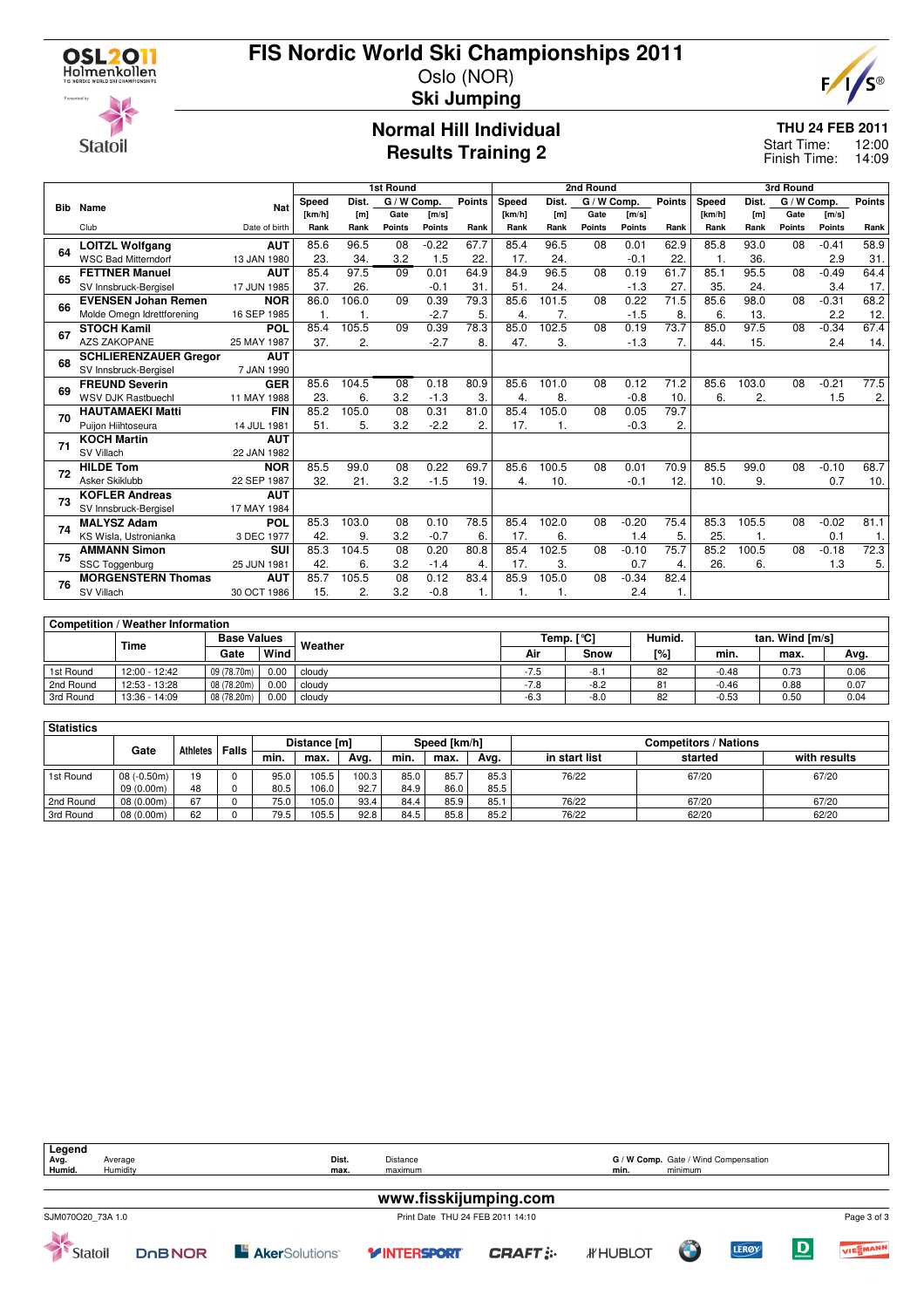# FIS Nordic World Ski Championships 2011

Oslo (NOR)

**Ski Jumping**

## Normal Hill Individual
## Results Training 2

**THU 24 FEB 2011**
Start Time: 12:00
Finish Time: 14:09

| Bib | Name / Club | Nat / Date of birth | 1st Round Speed [km/h] / Rank | Dist. [m] / Rank | Gate / Points | Wind [m/s] / Points | Points / Rank | 2nd Round Speed [km/h] / Rank | Dist. [m] / Rank | Gate / Points | Wind [m/s] / Points | Points / Rank | 3rd Round Speed [km/h] / Rank | Dist. [m] / Rank | Gate / Points | Wind [m/s] / Points | Points / Rank |
|---|---|---|---|---|---|---|---|---|---|---|---|---|---|---|---|---|---|
| 64 | LOITZL Wolfgang / WSC Bad Mitterndorf | AUT / 13 JAN 1980 | 85.6 / 23. | 96.5 / 34. | 08 / 3.2 | -0.22 / 1.5 | 67.7 / 22. | 85.4 / 17. | 96.5 / 24. | 08 | 0.01 / -0.1 | 62.9 / 22. | 85.8 / 1. | 93.0 / 36. | 08 | -0.41 / 2.9 | 58.9 / 31. |
| 65 | FETTNER Manuel / SV Innsbruck-Bergisel | AUT / 17 JUN 1985 | 85.4 / 37. | 97.5 / 26. | 09 | 0.01 / -0.1 | 64.9 / 31. | 84.9 / 51. | 96.5 / 24. | 08 | 0.19 / -1.3 | 61.7 / 27. | 85.1 / 35. | 95.5 / 24. | 08 | -0.49 / 3.4 | 64.4 / 17. |
| 66 | EVENSEN Johan Remen / Molde Omegn Idrettforening | NOR / 16 SEP 1985 | 86.0 / 1. | 106.0 / 1. | 09 | 0.39 / -2.7 | 79.3 / 5. | 85.6 / 4. | 101.5 / 7. | 08 | 0.22 / -1.5 | 71.5 / 8. | 85.6 / 6. | 98.0 / 13. | 08 | -0.31 / 2.2 | 68.2 / 12. |
| 67 | STOCH Kamil / AZS ZAKOPANE | POL / 25 MAY 1987 | 85.4 / 37. | 105.5 / 2. | 09 | 0.39 / -2.7 | 78.3 / 8. | 85.0 / 47. | 102.5 / 3. | 08 | 0.19 / -1.3 | 73.7 / 7. | 85.0 / 44. | 97.5 / 15. | 08 | -0.34 / 2.4 | 67.4 / 14. |
| 68 | SCHLIERENZAUER Gregor / SV Innsbruck-Bergisel | AUT / 7 JAN 1990 | | | | | | | | | | | | | | | |
| 69 | FREUND Severin / WSV DJK Rastbuechl | GER / 11 MAY 1988 | 85.6 / 23. | 104.5 / 6. | 08 / 3.2 | 0.18 / -1.3 | 80.9 / 3. | 85.6 / 4. | 101.0 / 8. | 08 | 0.12 / -0.8 | 71.2 / 10. | 85.6 / 6. | 103.0 / 2. | 08 | -0.21 / 1.5 | 77.5 / 2. |
| 70 | HAUTAMAEKI Matti / Puijon Hiihtoseura | FIN / 14 JUL 1981 | 85.2 / 51. | 105.0 / 5. | 08 / 3.2 | 0.31 / -2.2 | 81.0 / 2. | 85.4 / 17. | 105.0 / 1. | 08 | 0.05 / -0.3 | 79.7 / 2. | | | | | |
| 71 | KOCH Martin / SV Villach | AUT / 22 JAN 1982 | | | | | | | | | | | | | | | |
| 72 | HILDE Tom / Asker Skiklubb | NOR / 22 SEP 1987 | 85.5 / 32. | 99.0 / 21. | 08 / 3.2 | 0.22 / -1.5 | 69.7 / 19. | 85.6 / 4. | 100.5 / 10. | 08 | 0.01 / -0.1 | 70.9 / 12. | 85.5 / 10. | 99.0 / 9. | 08 | -0.10 / 0.7 | 68.7 / 10. |
| 73 | KOFLER Andreas / SV Innsbruck-Bergisel | AUT / 17 MAY 1984 | | | | | | | | | | | | | | | |
| 74 | MALYSZ Adam / KS Wisla, Ustronianka | POL / 3 DEC 1977 | 85.3 / 42. | 103.0 / 9. | 08 / 3.2 | 0.10 / -0.7 | 78.5 / 6. | 85.4 / 17. | 102.0 / 6. | 08 | -0.20 / 1.4 | 75.4 / 5. | 85.3 / 25. | 105.5 / 1. | 08 | -0.02 / 0.1 | 81.1 / 1. |
| 75 | AMMANN Simon / SSC Toggenburg | SUI / 25 JUN 1981 | 85.3 / 42. | 104.5 / 6. | 08 / 3.2 | 0.20 / -1.4 | 80.8 / 4. | 85.4 / 17. | 102.5 / 3. | 08 | -0.10 / 0.7 | 75.7 / 4. | 85.2 / 26. | 100.5 / 6. | 08 | -0.18 / 1.3 | 72.3 / 5. |
| 76 | MORGENSTERN Thomas / SV Villach | AUT / 30 OCT 1986 | 85.7 / 15. | 105.5 / 2. | 08 / 3.2 | 0.12 / -0.8 | 83.4 / 1. | 85.9 / 1. | 105.0 / 1. | 08 | -0.34 / 2.4 | 82.4 / 1. | | | | | |

### Competition / Weather Information

| | Time | Base Values Gate | Base Values Wind | Weather | Temp. [°C] Air | Temp. [°C] Snow | Humid. [%] | tan. Wind [m/s] min. | max. | Avg. |
|---|---|---|---|---|---|---|---|---|---|---|
| 1st Round | 12:00 - 12:42 | 09 (78.70m) | 0.00 | cloudy | -7.5 | -8.1 | 82 | -0.48 | 0.73 | 0.06 |
| 2nd Round | 12:53 - 13:28 | 08 (78.20m) | 0.00 | cloudy | -7.8 | -8.2 | 81 | -0.46 | 0.88 | 0.07 |
| 3rd Round | 13:36 - 14:09 | 08 (78.20m) | 0.00 | cloudy | -6.3 | -8.0 | 82 | -0.53 | 0.50 | 0.04 |

### Statistics

| | Gate | Athletes | Falls | Distance [m] min. | max. | Avg. | Speed [km/h] min. | max. | Avg. | Competitors / Nations in start list | started | with results |
|---|---|---|---|---|---|---|---|---|---|---|---|---|
| 1st Round | 08 (-0.50m) | 19 | 0 | 95.0 | 105.5 | 100.3 | 85.0 | 85.7 | 85.3 | 76/22 | 67/20 | 67/20 |
| | 09 (0.00m) | 48 | 0 | 80.5 | 106.0 | 92.7 | 84.9 | 86.0 | 85.5 | | | |
| 2nd Round | 08 (0.00m) | 67 | 0 | 75.0 | 105.0 | 93.4 | 84.4 | 85.9 | 85.1 | 76/22 | 67/20 | 67/20 |
| 3rd Round | 08 (0.00m) | 62 | 0 | 79.5 | 105.5 | 92.8 | 84.5 | 85.8 | 85.2 | 76/22 | 62/20 | 62/20 |

**Legend**
Avg. Average | Dist. Distance | G / W Comp. Gate / Wind Compensation
Humid. Humidity | max. maximum | min. minimum

www.fisskijumping.com

SJM070O20_73A 1.0 — Print Date THU 24 FEB 2011 14:10